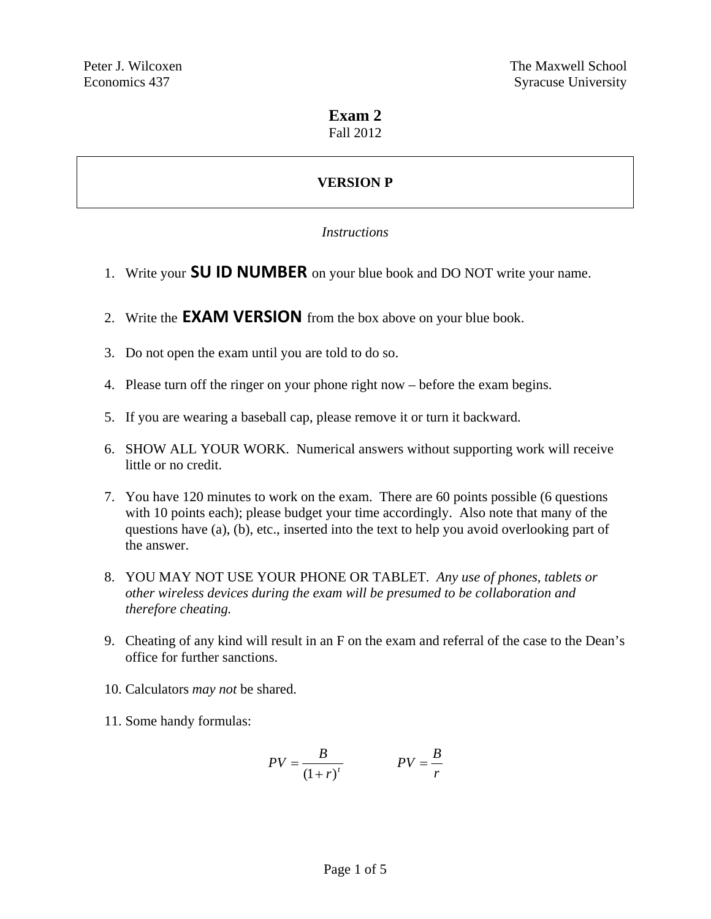Peter J. Wilcoxen
Economics 437

The Maxwell School
Syracuse University

# Exam 2

Fall 2012

**VERSION P**

*Instructions*

1. Write your **SU ID NUMBER** on your blue book and DO NOT write your name.
2. Write the **EXAM VERSION** from the box above on your blue book.
3. Do not open the exam until you are told to do so.
4. Please turn off the ringer on your phone right now – before the exam begins.
5. If you are wearing a baseball cap, please remove it or turn it backward.
6. SHOW ALL YOUR WORK. Numerical answers without supporting work will receive little or no credit.
7. You have 120 minutes to work on the exam. There are 60 points possible (6 questions with 10 points each); please budget your time accordingly. Also note that many of the questions have (a), (b), etc., inserted into the text to help you avoid overlooking part of the answer.
8. YOU MAY NOT USE YOUR PHONE OR TABLET. *Any use of phones, tablets or other wireless devices during the exam will be presumed to be collaboration and therefore cheating.*
9. Cheating of any kind will result in an F on the exam and referral of the case to the Dean's office for further sanctions.
10. Calculators *may not* be shared.
11. Some handy formulas:

$$PV = \frac{B}{(1+r)^t} \qquad PV = \frac{B}{r}$$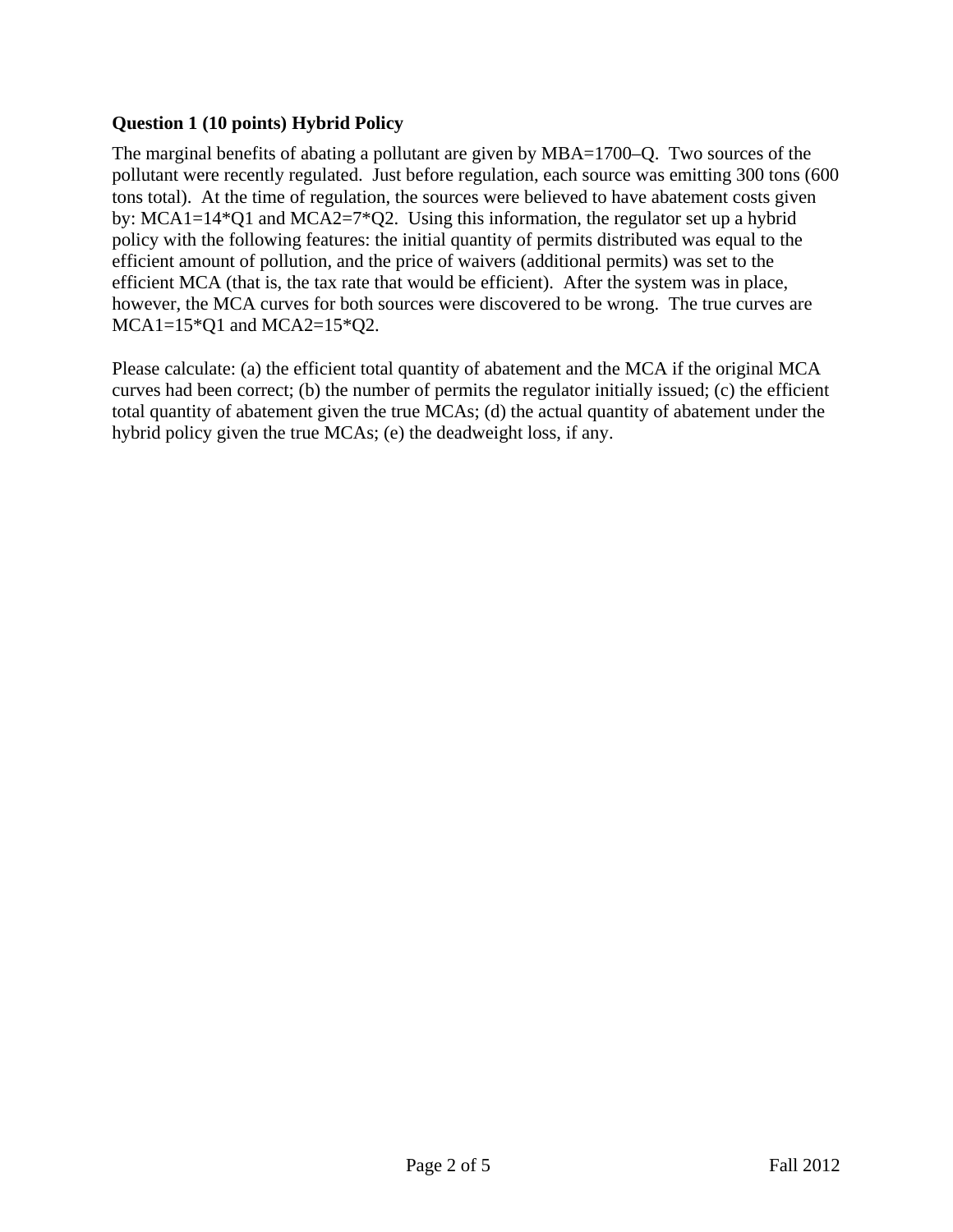**Question 1 (10 points) Hybrid Policy**

The marginal benefits of abating a pollutant are given by $MBA=1700-Q$. Two sources of the pollutant were recently regulated. Just before regulation, each source was emitting 300 tons (600 tons total). At the time of regulation, the sources were believed to have abatement costs given by: $MCA1=14*Q1$ and $MCA2=7*Q2$. Using this information, the regulator set up a hybrid policy with the following features: the initial quantity of permits distributed was equal to the efficient amount of pollution, and the price of waivers (additional permits) was set to the efficient MCA (that is, the tax rate that would be efficient). After the system was in place, however, the MCA curves for both sources were discovered to be wrong. The true curves are $MCA1=15*Q1$ and $MCA2=15*Q2$.

Please calculate: (a) the efficient total quantity of abatement and the MCA if the original MCA curves had been correct; (b) the number of permits the regulator initially issued; (c) the efficient total quantity of abatement given the true MCAs; (d) the actual quantity of abatement under the hybrid policy given the true MCAs; (e) the deadweight loss, if any.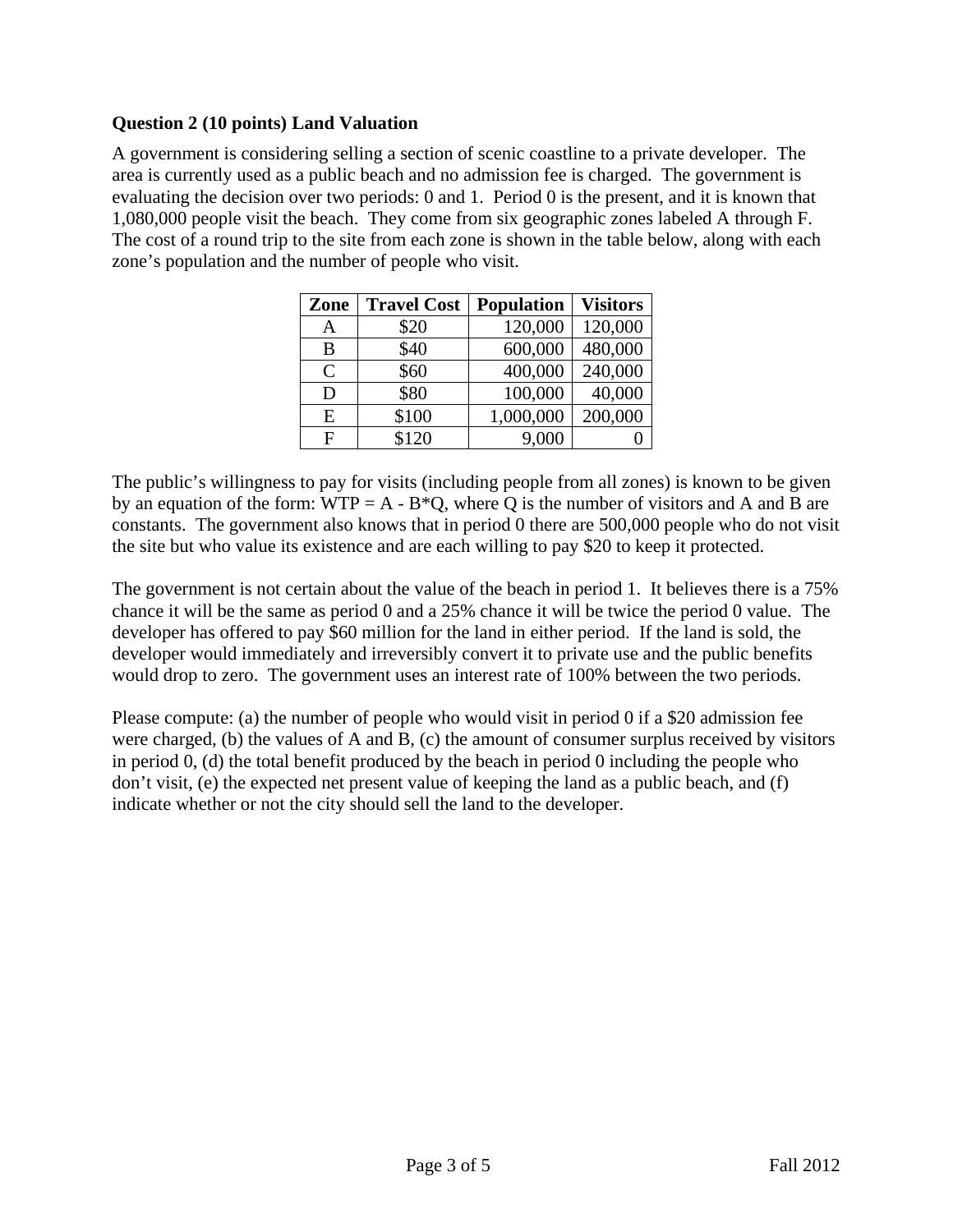**Question 2 (10 points) Land Valuation**

A government is considering selling a section of scenic coastline to a private developer. The area is currently used as a public beach and no admission fee is charged. The government is evaluating the decision over two periods: 0 and 1. Period 0 is the present, and it is known that 1,080,000 people visit the beach. They come from six geographic zones labeled A through F. The cost of a round trip to the site from each zone is shown in the table below, along with each zone's population and the number of people who visit.

| Zone | Travel Cost | Population | Visitors |
|---|---|---|---|
| A | $20 | 120,000 | 120,000 |
| B | $40 | 600,000 | 480,000 |
| C | $60 | 400,000 | 240,000 |
| D | $80 | 100,000 | 40,000 |
| E | $100 | 1,000,000 | 200,000 |
| F | $120 | 9,000 | 0 |

The public's willingness to pay for visits (including people from all zones) is known to be given by an equation of the form: WTP = A - B*Q, where Q is the number of visitors and A and B are constants. The government also knows that in period 0 there are 500,000 people who do not visit the site but who value its existence and are each willing to pay $20 to keep it protected.

The government is not certain about the value of the beach in period 1. It believes there is a 75% chance it will be the same as period 0 and a 25% chance it will be twice the period 0 value. The developer has offered to pay $60 million for the land in either period. If the land is sold, the developer would immediately and irreversibly convert it to private use and the public benefits would drop to zero. The government uses an interest rate of 100% between the two periods.

Please compute: (a) the number of people who would visit in period 0 if a $20 admission fee were charged, (b) the values of A and B, (c) the amount of consumer surplus received by visitors in period 0, (d) the total benefit produced by the beach in period 0 including the people who don't visit, (e) the expected net present value of keeping the land as a public beach, and (f) indicate whether or not the city should sell the land to the developer.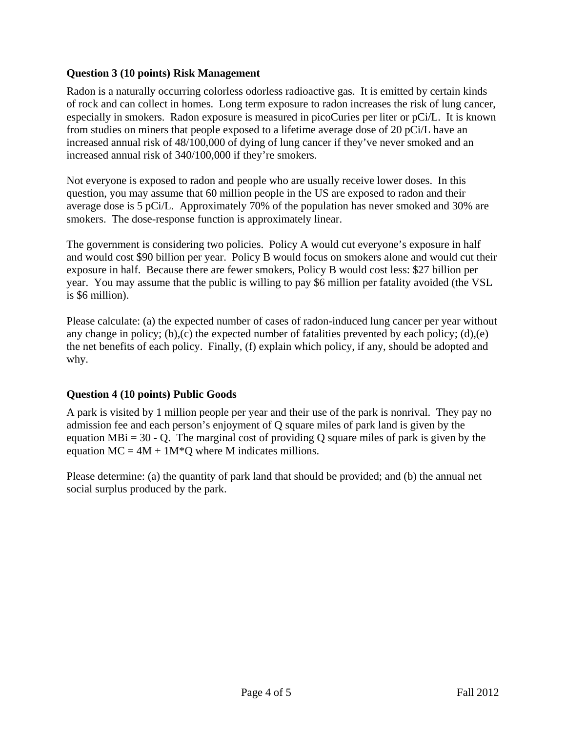**Question 3 (10 points) Risk Management**

Radon is a naturally occurring colorless odorless radioactive gas. It is emitted by certain kinds of rock and can collect in homes. Long term exposure to radon increases the risk of lung cancer, especially in smokers. Radon exposure is measured in picoCuries per liter or pCi/L. It is known from studies on miners that people exposed to a lifetime average dose of 20 pCi/L have an increased annual risk of 48/100,000 of dying of lung cancer if they've never smoked and an increased annual risk of 340/100,000 if they're smokers.

Not everyone is exposed to radon and people who are usually receive lower doses. In this question, you may assume that 60 million people in the US are exposed to radon and their average dose is 5 pCi/L. Approximately 70% of the population has never smoked and 30% are smokers. The dose-response function is approximately linear.

The government is considering two policies. Policy A would cut everyone's exposure in half and would cost $90 billion per year. Policy B would focus on smokers alone and would cut their exposure in half. Because there are fewer smokers, Policy B would cost less: $27 billion per year. You may assume that the public is willing to pay $6 million per fatality avoided (the VSL is $6 million).

Please calculate: (a) the expected number of cases of radon-induced lung cancer per year without any change in policy; (b),(c) the expected number of fatalities prevented by each policy; (d),(e) the net benefits of each policy. Finally, (f) explain which policy, if any, should be adopted and why.

**Question 4 (10 points) Public Goods**

A park is visited by 1 million people per year and their use of the park is nonrival. They pay no admission fee and each person's enjoyment of Q square miles of park land is given by the equation $MB_i = 30 - Q$. The marginal cost of providing Q square miles of park is given by the equation $MC = 4M + 1M*Q$ where M indicates millions.

Please determine: (a) the quantity of park land that should be provided; and (b) the annual net social surplus produced by the park.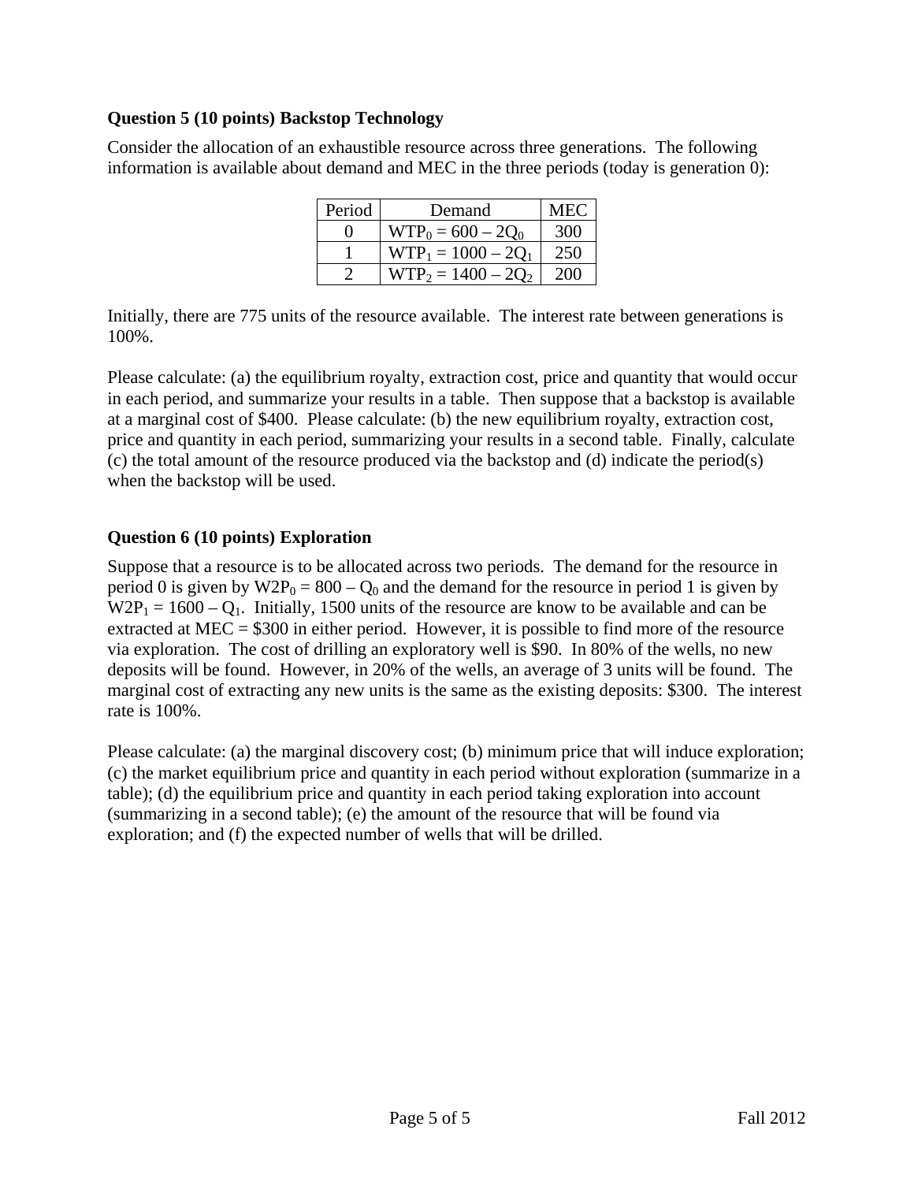**Question 5 (10 points) Backstop Technology**

Consider the allocation of an exhaustible resource across three generations. The following information is available about demand and MEC in the three periods (today is generation 0):

| Period | Demand | MEC |
|---|---|---|
| 0 | $WTP_0 = 600 - 2Q_0$ | 300 |
| 1 | $WTP_1 = 1000 - 2Q_1$ | 250 |
| 2 | $WTP_2 = 1400 - 2Q_2$ | 200 |

Initially, there are 775 units of the resource available. The interest rate between generations is 100%.

Please calculate: (a) the equilibrium royalty, extraction cost, price and quantity that would occur in each period, and summarize your results in a table. Then suppose that a backstop is available at a marginal cost of $400. Please calculate: (b) the new equilibrium royalty, extraction cost, price and quantity in each period, summarizing your results in a second table. Finally, calculate (c) the total amount of the resource produced via the backstop and (d) indicate the period(s) when the backstop will be used.

**Question 6 (10 points) Exploration**

Suppose that a resource is to be allocated across two periods. The demand for the resource in period 0 is given by $W2P_0 = 800 - Q_0$ and the demand for the resource in period 1 is given by $W2P_1 = 1600 - Q_1$. Initially, 1500 units of the resource are know to be available and can be extracted at MEC = $300 in either period. However, it is possible to find more of the resource via exploration. The cost of drilling an exploratory well is $90. In 80% of the wells, no new deposits will be found. However, in 20% of the wells, an average of 3 units will be found. The marginal cost of extracting any new units is the same as the existing deposits: $300. The interest rate is 100%.

Please calculate: (a) the marginal discovery cost; (b) minimum price that will induce exploration; (c) the market equilibrium price and quantity in each period without exploration (summarize in a table); (d) the equilibrium price and quantity in each period taking exploration into account (summarizing in a second table); (e) the amount of the resource that will be found via exploration; and (f) the expected number of wells that will be drilled.